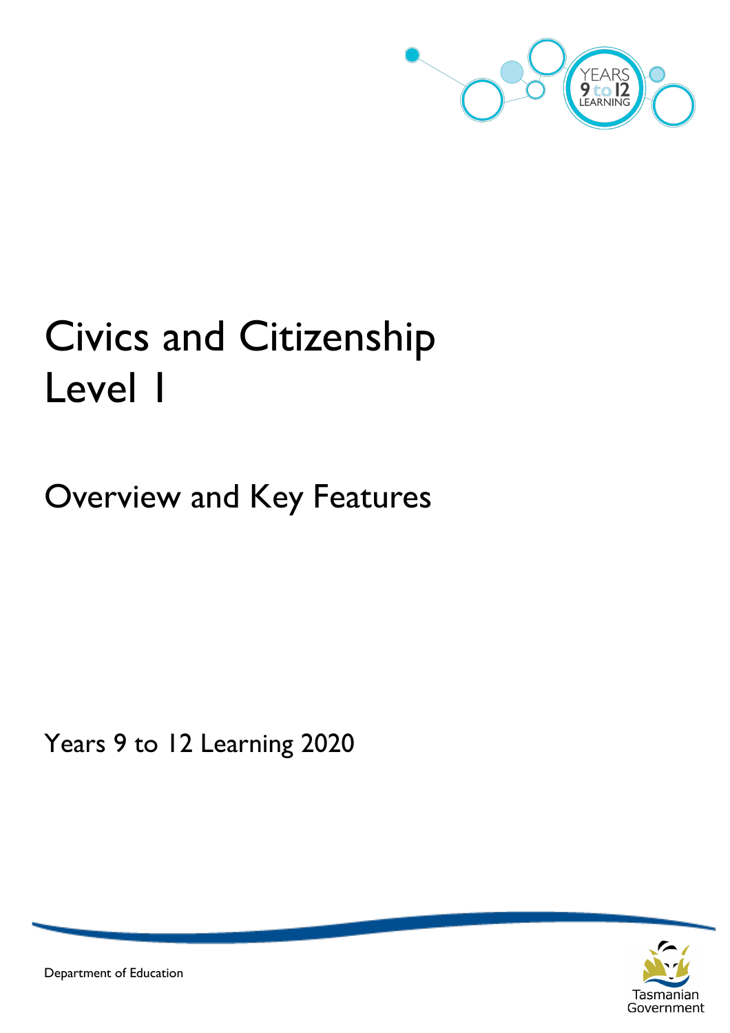# Civics and Citizenship Level 1

## Overview and Key Features

Years 9 to 12 Learning 2020

Department of Education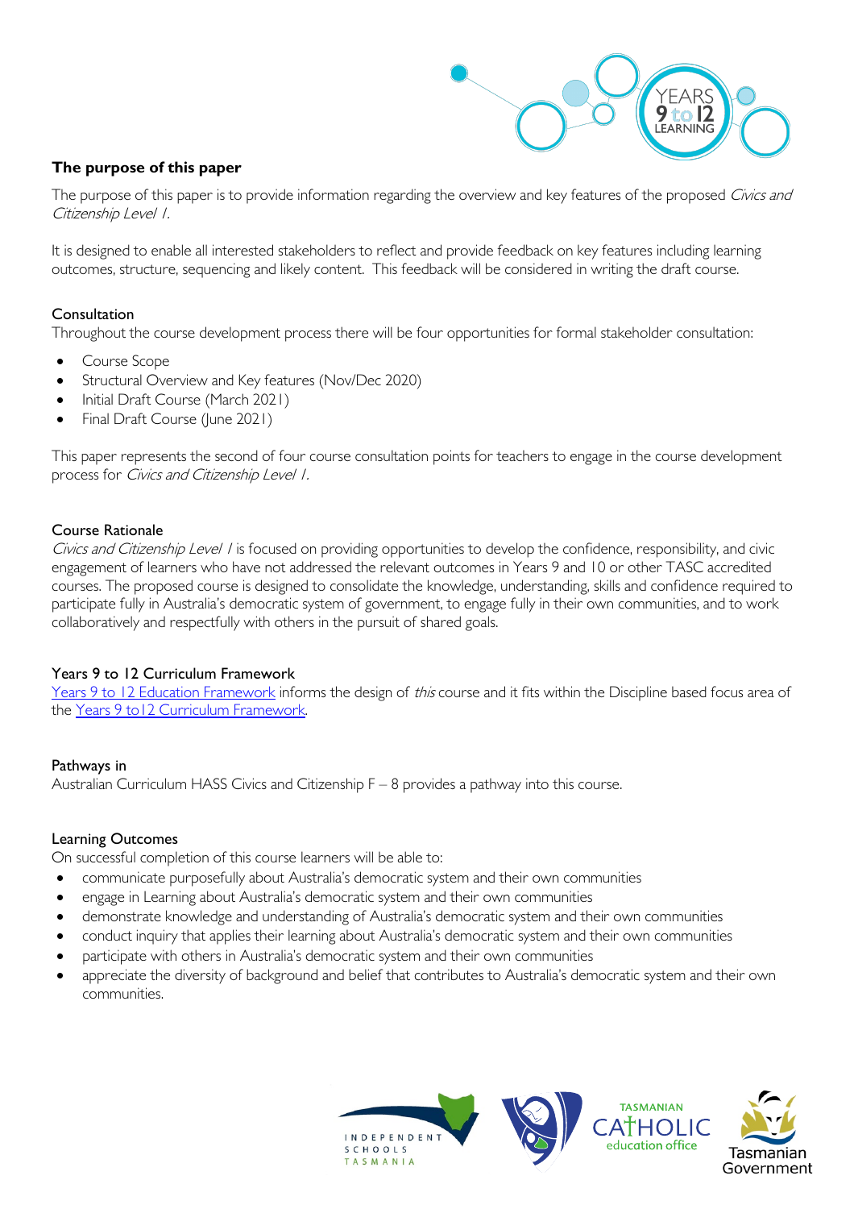## The purpose of this paper

The purpose of this paper is to provide information regarding the overview and key features of the proposed *Civics and Citizenship Level 1.*

It is designed to enable all interested stakeholders to reflect and provide feedback on key features including learning outcomes, structure, sequencing and likely content. This feedback will be considered in writing the draft course.

### Consultation

Throughout the course development process there will be four opportunities for formal stakeholder consultation:

- Course Scope
- Structural Overview and Key features (Nov/Dec 2020)
- Initial Draft Course (March 2021)
- Final Draft Course (June 2021)

This paper represents the second of four course consultation points for teachers to engage in the course development process for *Civics and Citizenship Level 1.*

### Course Rationale

*Civics and Citizenship Level 1* is focused on providing opportunities to develop the confidence, responsibility, and civic engagement of learners who have not addressed the relevant outcomes in Years 9 and 10 or other TASC accredited courses. The proposed course is designed to consolidate the knowledge, understanding, skills and confidence required to participate fully in Australia's democratic system of government, to engage fully in their own communities, and to work collaboratively and respectfully with others in the pursuit of shared goals.

### Years 9 to 12 Curriculum Framework

[Years 9 to 12 Education Framework](#) informs the design of *this* course and it fits within the Discipline based focus area of the [Years 9 to12 Curriculum Framework](#).

### Pathways in

Australian Curriculum HASS Civics and Citizenship F – 8 provides a pathway into this course.

### Learning Outcomes

On successful completion of this course learners will be able to:

- communicate purposefully about Australia's democratic system and their own communities
- engage in Learning about Australia's democratic system and their own communities
- demonstrate knowledge and understanding of Australia's democratic system and their own communities
- conduct inquiry that applies their learning about Australia's democratic system and their own communities
- participate with others in Australia's democratic system and their own communities
- appreciate the diversity of background and belief that contributes to Australia's democratic system and their own communities.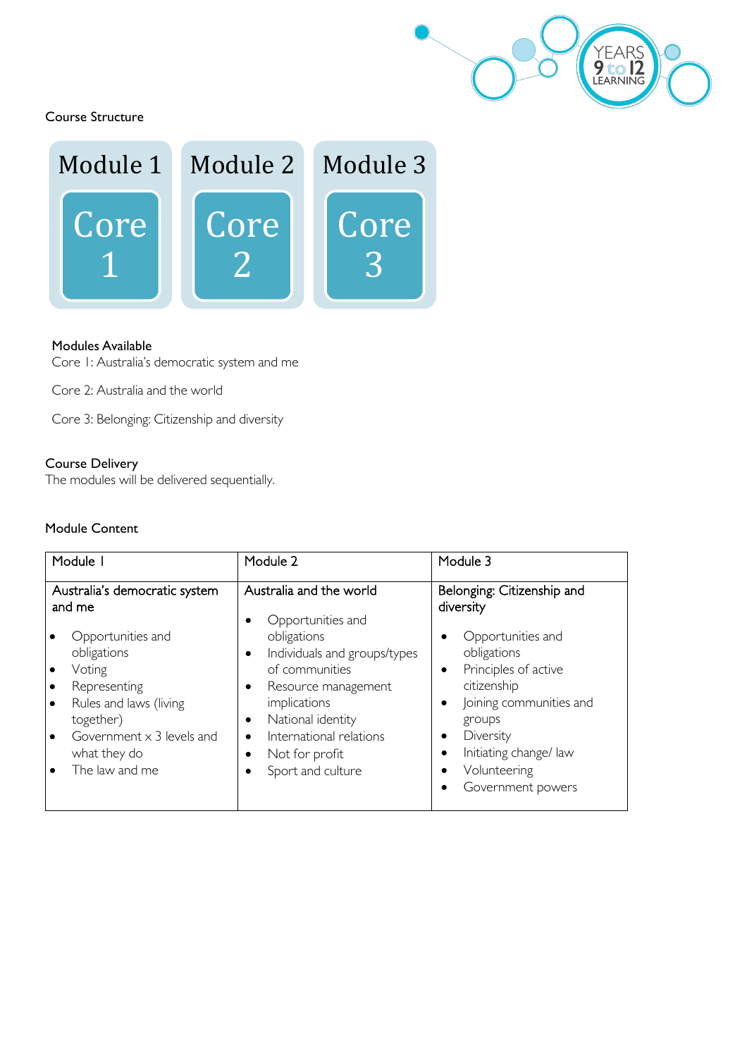## Course Structure

| Module 1 | Module 2 | Module 3 |
| --- | --- | --- |
| Core 1 | Core 2 | Core 3 |

### Modules Available

Core 1: Australia's democratic system and me

Core 2: Australia and the world

Core 3: Belonging: Citizenship and diversity

### Course Delivery

The modules will be delivered sequentially.

### Module Content

| Module 1 | Module 2 | Module 3 |
| --- | --- | --- |
| Australia's democratic system and me<br>• Opportunities and obligations<br>• Voting<br>• Representing<br>• Rules and laws (living together)<br>• Government x 3 levels and what they do<br>• The law and me | Australia and the world<br>• Opportunities and obligations<br>• Individuals and groups/types of communities<br>• Resource management implications<br>• National identity<br>• International relations<br>• Not for profit<br>• Sport and culture | Belonging: Citizenship and diversity<br>• Opportunities and obligations<br>• Principles of active citizenship<br>• Joining communities and groups<br>• Diversity<br>• Initiating change/ law<br>• Volunteering<br>• Government powers |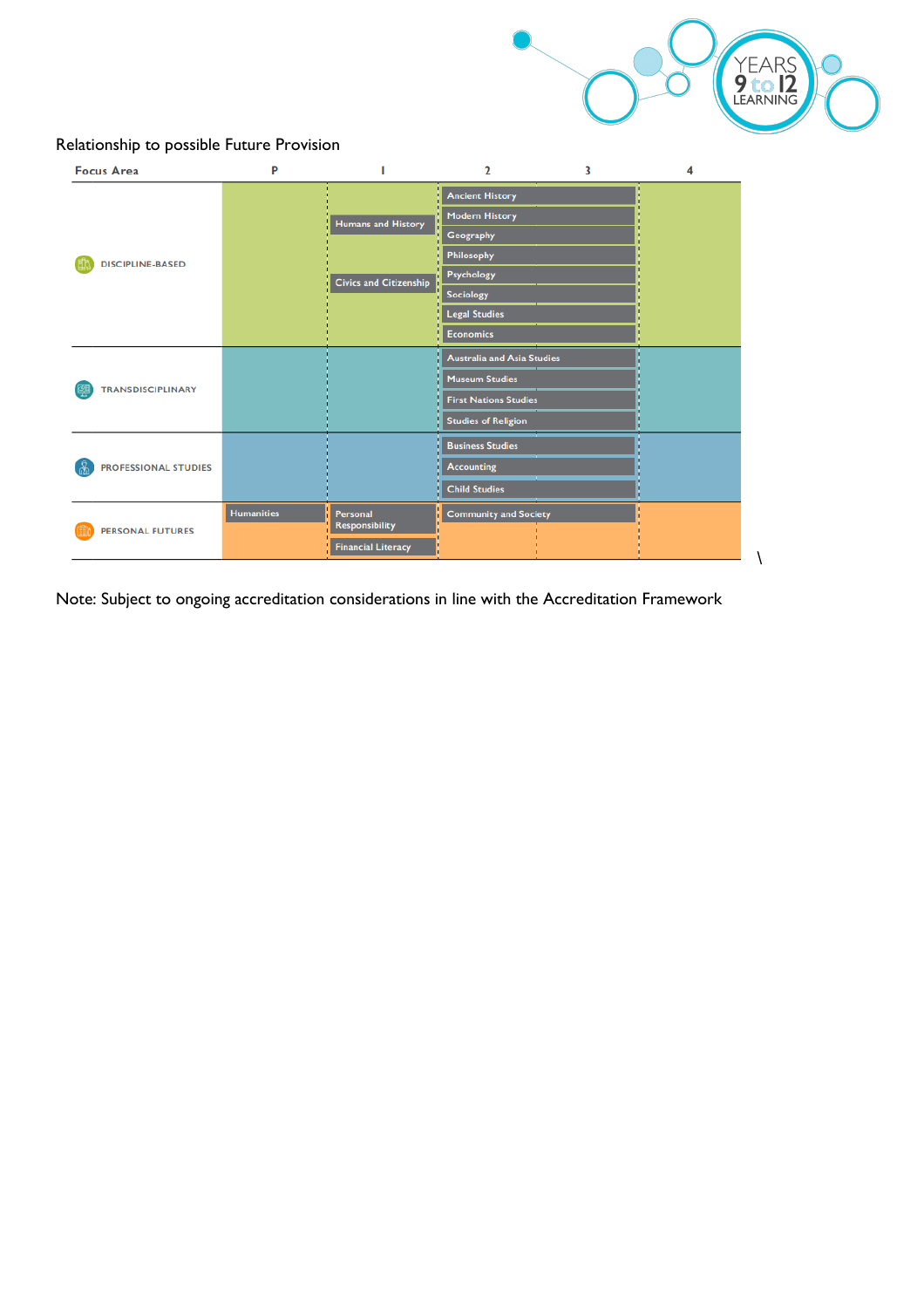Relationship to possible Future Provision

| Focus Area | P | 1 | 2 | 3 | 4 |
|---|---|---|---|---|---|
| DISCIPLINE-BASED | | Humans and History | Ancient History | | |
| | | | Modern History | | |
| | | | Geography | | |
| | | | Philosophy | | |
| | | Civics and Citizenship | Psychology | | |
| | | | Sociology | | |
| | | | Legal Studies | | |
| | | | Economics | | |
| TRANSDISCIPLINARY | | | Australia and Asia Studies | | |
| | | | Museum Studies | | |
| | | | First Nations Studies | | |
| | | | Studies of Religion | | |
| PROFESSIONAL STUDIES | | | Business Studies | | |
| | | | Accounting | | |
| | | | Child Studies | | |
| PERSONAL FUTURES | Humanities | Personal Responsibility | Community and Society | | |
| | | Financial Literacy | | | |

Note: Subject to ongoing accreditation considerations in line with the Accreditation Framework